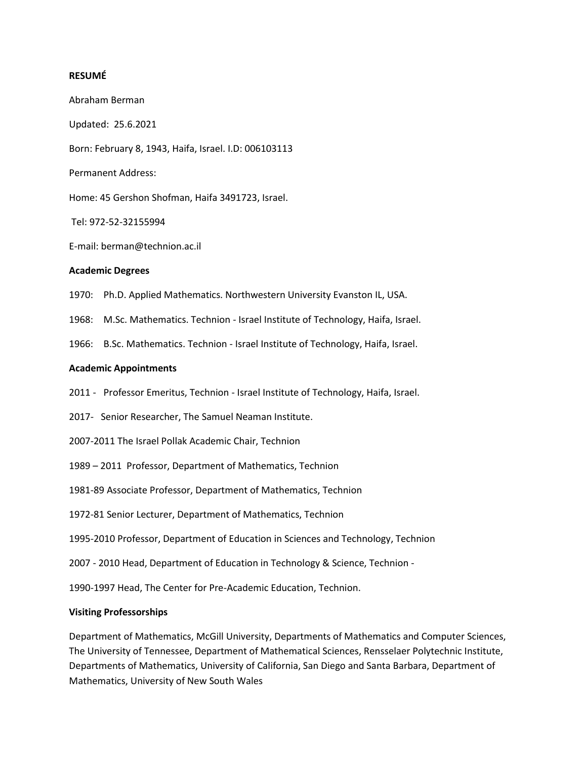**RESUMÉ**

Abraham Berman

Updated: 25.6.2021

Born: February 8, 1943, Haifa, Israel. I.D: 006103113

Permanent Address:

Home: 45 Gershon Shofman, Haifa 3491723, Israel.

Tel: 972-52-32155994

E-mail: berman@technion.ac.il

**Academic Degrees**

1970: Ph.D. Applied Mathematics. Northwestern University Evanston IL, USA.

1968: M.Sc. Mathematics. Technion - Israel Institute of Technology, Haifa, Israel.

1966: B.Sc. Mathematics. Technion - Israel Institute of Technology, Haifa, Israel.

**Academic Appointments**

2011 - Professor Emeritus, Technion - Israel Institute of Technology, Haifa, Israel.

2017- Senior Researcher, The Samuel Neaman Institute.

2007-2011 The Israel Pollak Academic Chair, Technion

1989 – 2011 Professor, Department of Mathematics, Technion

1981-89 Associate Professor, Department of Mathematics, Technion

1972-81 Senior Lecturer, Department of Mathematics, Technion

1995-2010 Professor, Department of Education in Sciences and Technology, Technion

2007 - 2010 Head, Department of Education in Technology & Science, Technion -

1990-1997 Head, The Center for Pre-Academic Education, Technion.

**Visiting Professorships**

Department of Mathematics, McGill University, Departments of Mathematics and Computer Sciences, The University of Tennessee, Department of Mathematical Sciences, Rensselaer Polytechnic Institute, Departments of Mathematics, University of California, San Diego and Santa Barbara, Department of Mathematics, University of New South Wales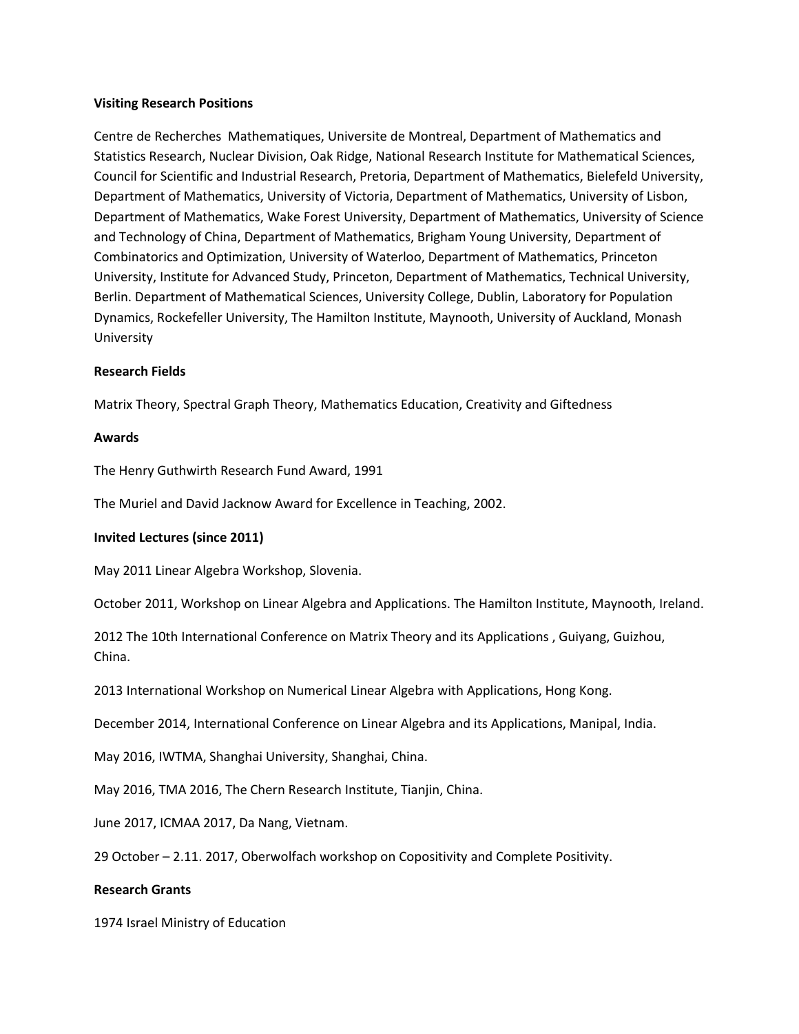**Visiting Research Positions**

Centre de Recherches  Mathematiques, Universite de Montreal, Department of Mathematics and Statistics Research, Nuclear Division, Oak Ridge, National Research Institute for Mathematical Sciences, Council for Scientific and Industrial Research, Pretoria, Department of Mathematics, Bielefeld University, Department of Mathematics, University of Victoria, Department of Mathematics, University of Lisbon, Department of Mathematics, Wake Forest University, Department of Mathematics, University of Science and Technology of China, Department of Mathematics, Brigham Young University, Department of Combinatorics and Optimization, University of Waterloo, Department of Mathematics, Princeton University, Institute for Advanced Study, Princeton, Department of Mathematics, Technical University, Berlin. Department of Mathematical Sciences, University College, Dublin, Laboratory for Population Dynamics, Rockefeller University, The Hamilton Institute, Maynooth, University of Auckland, Monash University

**Research Fields**

Matrix Theory, Spectral Graph Theory, Mathematics Education, Creativity and Giftedness

**Awards**

The Henry Guthwirth Research Fund Award, 1991

The Muriel and David Jacknow Award for Excellence in Teaching, 2002.

**Invited Lectures (since 2011)**

May 2011 Linear Algebra Workshop, Slovenia.

October 2011, Workshop on Linear Algebra and Applications. The Hamilton Institute, Maynooth, Ireland.

2012 The 10th International Conference on Matrix Theory and its Applications , Guiyang, Guizhou, China.

2013 International Workshop on Numerical Linear Algebra with Applications, Hong Kong.

December 2014, International Conference on Linear Algebra and its Applications, Manipal, India.

May 2016, IWTMA, Shanghai University, Shanghai, China.

May 2016, TMA 2016, The Chern Research Institute, Tianjin, China.

June 2017, ICMAA 2017, Da Nang, Vietnam.

29 October – 2.11. 2017, Oberwolfach workshop on Copositivity and Complete Positivity.

**Research Grants**

1974 Israel Ministry of Education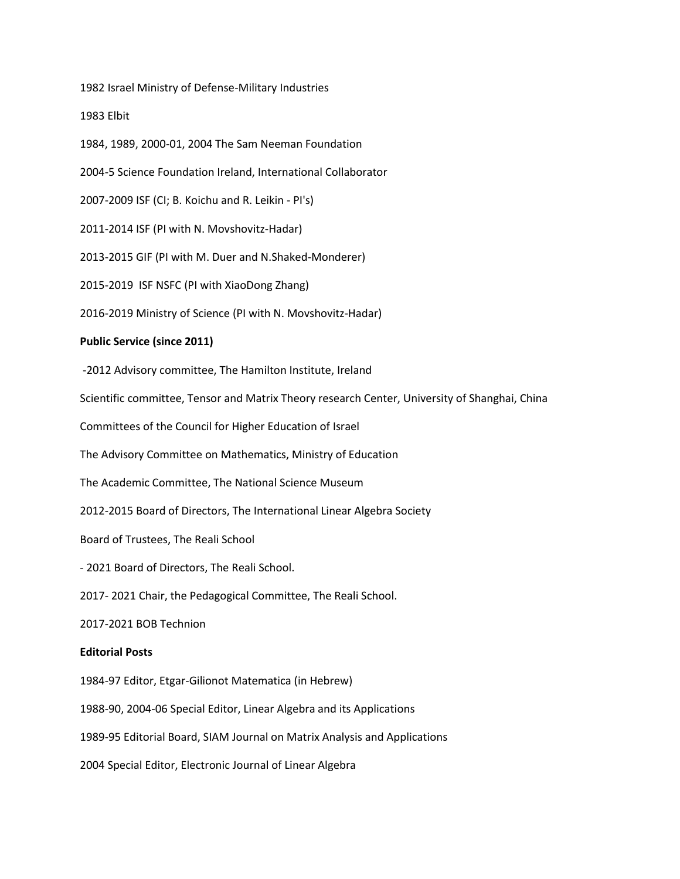1982 Israel Ministry of Defense-Military Industries

1983 Elbit

1984, 1989, 2000-01, 2004 The Sam Neeman Foundation

2004-5 Science Foundation Ireland, International Collaborator

2007-2009 ISF (CI; B. Koichu and R. Leikin - PI's)

2011-2014 ISF (PI with N. Movshovitz-Hadar)

2013-2015 GIF (PI with M. Duer and N.Shaked-Monderer)

2015-2019 ISF NSFC (PI with XiaoDong Zhang)

2016-2019 Ministry of Science (PI with N. Movshovitz-Hadar)

**Public Service (since 2011)**

-2012 Advisory committee, The Hamilton Institute, Ireland

Scientific committee, Tensor and Matrix Theory research Center, University of Shanghai, China

Committees of the Council for Higher Education of Israel

The Advisory Committee on Mathematics, Ministry of Education

The Academic Committee, The National Science Museum

2012-2015 Board of Directors, The International Linear Algebra Society

Board of Trustees, The Reali School

- 2021 Board of Directors, The Reali School.

2017- 2021 Chair, the Pedagogical Committee, The Reali School.

2017-2021 BOB Technion

**Editorial Posts**

1984-97 Editor, Etgar-Gilionot Matematica (in Hebrew)

1988-90, 2004-06 Special Editor, Linear Algebra and its Applications

1989-95 Editorial Board, SIAM Journal on Matrix Analysis and Applications

2004 Special Editor, Electronic Journal of Linear Algebra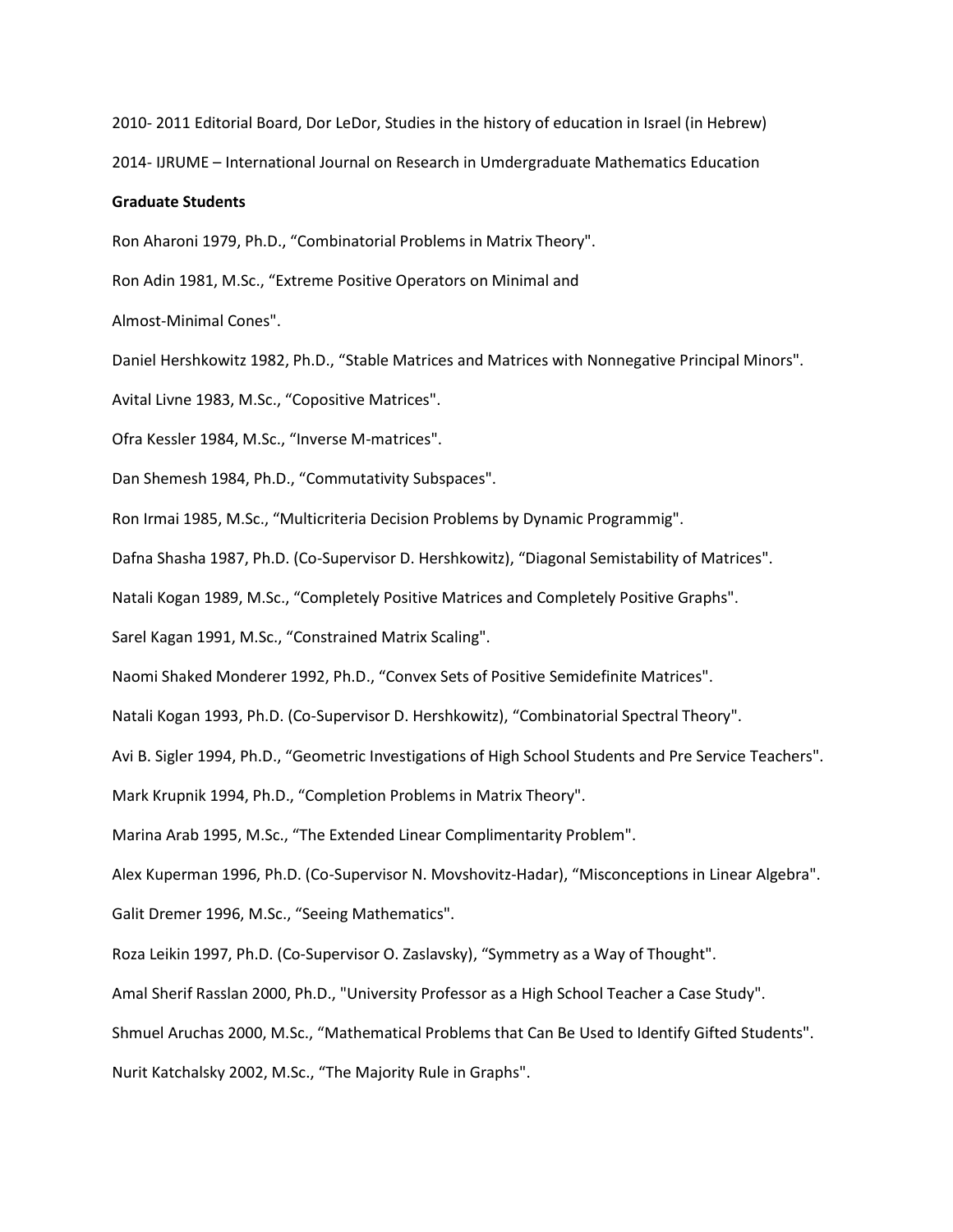2010- 2011 Editorial Board, Dor LeDor, Studies in the history of education in Israel (in Hebrew)

2014- IJRUME – International Journal on Research in Umdergraduate Mathematics Education

**Graduate Students**

Ron Aharoni 1979, Ph.D., “Combinatorial Problems in Matrix Theory".

Ron Adin 1981, M.Sc., “Extreme Positive Operators on Minimal and

Almost-Minimal Cones".

Daniel Hershkowitz 1982, Ph.D., “Stable Matrices and Matrices with Nonnegative Principal Minors".

Avital Livne 1983, M.Sc., “Copositive Matrices".

Ofra Kessler 1984, M.Sc., “Inverse M-matrices".

Dan Shemesh 1984, Ph.D., “Commutativity Subspaces".

Ron Irmai 1985, M.Sc., “Multicriteria Decision Problems by Dynamic Programmig".

Dafna Shasha 1987, Ph.D. (Co-Supervisor D. Hershkowitz), “Diagonal Semistability of Matrices".

Natali Kogan 1989, M.Sc., “Completely Positive Matrices and Completely Positive Graphs".

Sarel Kagan 1991, M.Sc., “Constrained Matrix Scaling".

Naomi Shaked Monderer 1992, Ph.D., “Convex Sets of Positive Semidefinite Matrices".

Natali Kogan 1993, Ph.D. (Co-Supervisor D. Hershkowitz), “Combinatorial Spectral Theory".

Avi B. Sigler 1994, Ph.D., “Geometric Investigations of High School Students and Pre Service Teachers".

Mark Krupnik 1994, Ph.D., “Completion Problems in Matrix Theory".

Marina Arab 1995, M.Sc., “The Extended Linear Complimentarity Problem".

Alex Kuperman 1996, Ph.D. (Co-Supervisor N. Movshovitz-Hadar), “Misconceptions in Linear Algebra".

Galit Dremer 1996, M.Sc., “Seeing Mathematics".

Roza Leikin 1997, Ph.D. (Co-Supervisor O. Zaslavsky), “Symmetry as a Way of Thought".

Amal Sherif Rasslan 2000, Ph.D., "University Professor as a High School Teacher a Case Study".

Shmuel Aruchas 2000, M.Sc., “Mathematical Problems that Can Be Used to Identify Gifted Students".

Nurit Katchalsky 2002, M.Sc., “The Majority Rule in Graphs".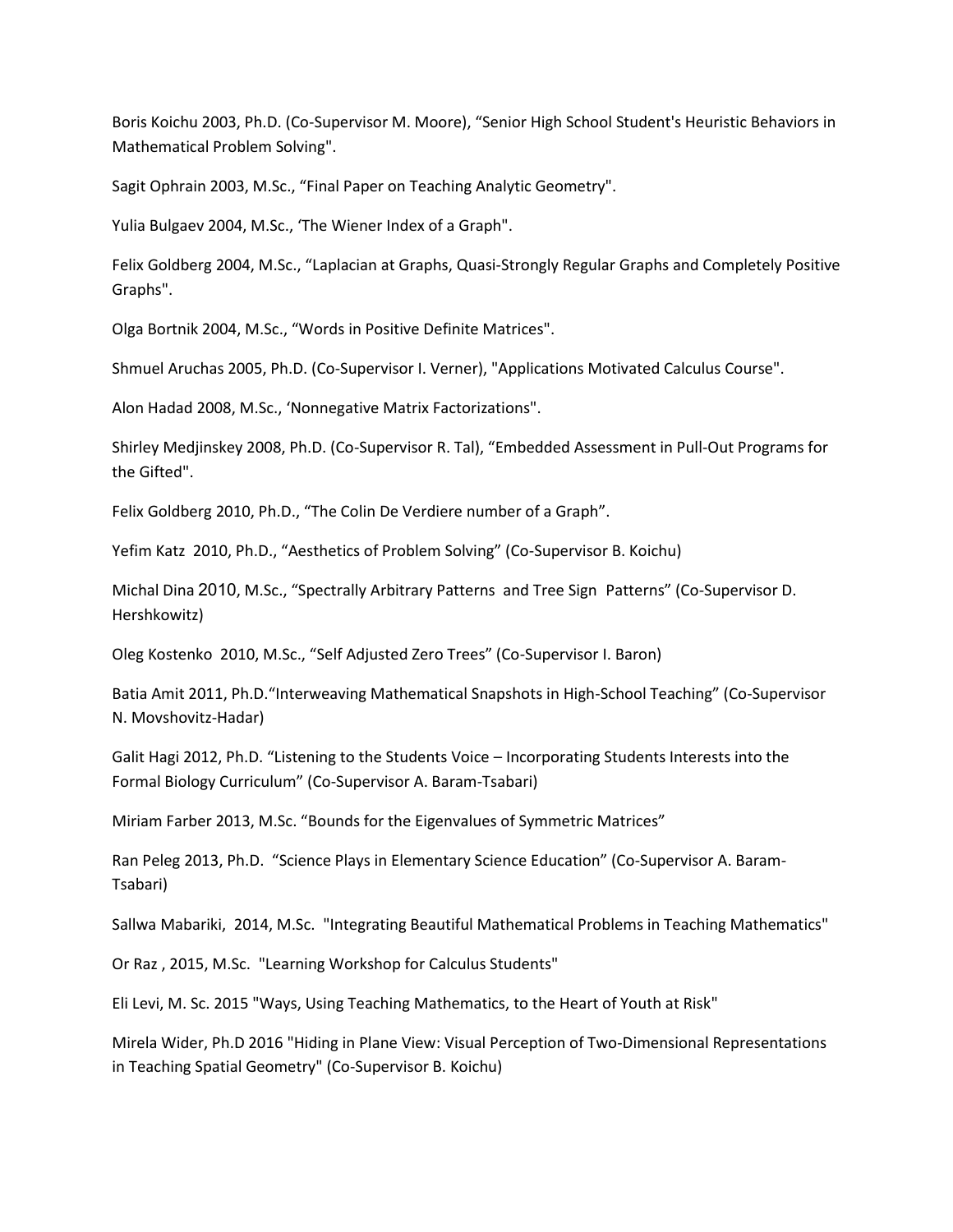Boris Koichu 2003, Ph.D. (Co-Supervisor M. Moore), “Senior High School Student's Heuristic Behaviors in Mathematical Problem Solving".

Sagit Ophrain 2003, M.Sc., “Final Paper on Teaching Analytic Geometry".

Yulia Bulgaev 2004, M.Sc., ‘The Wiener Index of a Graph".

Felix Goldberg 2004, M.Sc., “Laplacian at Graphs, Quasi-Strongly Regular Graphs and Completely Positive Graphs".

Olga Bortnik 2004, M.Sc., “Words in Positive Definite Matrices".

Shmuel Aruchas 2005, Ph.D. (Co-Supervisor I. Verner), "Applications Motivated Calculus Course".

Alon Hadad 2008, M.Sc., ‘Nonnegative Matrix Factorizations".

Shirley Medjinskey 2008, Ph.D. (Co-Supervisor R. Tal), “Embedded Assessment in Pull-Out Programs for the Gifted".

Felix Goldberg 2010, Ph.D., “The Colin De Verdiere number of a Graph”.

Yefim Katz 2010, Ph.D., “Aesthetics of Problem Solving” (Co-Supervisor B. Koichu)

Michal Dina 2010, M.Sc., “Spectrally Arbitrary Patterns and Tree Sign Patterns” (Co-Supervisor D. Hershkowitz)

Oleg Kostenko 2010, M.Sc., “Self Adjusted Zero Trees” (Co-Supervisor I. Baron)

Batia Amit 2011, Ph.D.“Interweaving Mathematical Snapshots in High-School Teaching” (Co-Supervisor N. Movshovitz-Hadar)

Galit Hagi 2012, Ph.D. “Listening to the Students Voice – Incorporating Students Interests into the Formal Biology Curriculum” (Co-Supervisor A. Baram-Tsabari)

Miriam Farber 2013, M.Sc. “Bounds for the Eigenvalues of Symmetric Matrices”

Ran Peleg 2013, Ph.D. “Science Plays in Elementary Science Education” (Co-Supervisor A. Baram-Tsabari)

Sallwa Mabariki, 2014, M.Sc. "Integrating Beautiful Mathematical Problems in Teaching Mathematics"

Or Raz , 2015, M.Sc. "Learning Workshop for Calculus Students"

Eli Levi, M. Sc. 2015 "Ways, Using Teaching Mathematics, to the Heart of Youth at Risk"

Mirela Wider, Ph.D 2016 "Hiding in Plane View: Visual Perception of Two-Dimensional Representations in Teaching Spatial Geometry" (Co-Supervisor B. Koichu)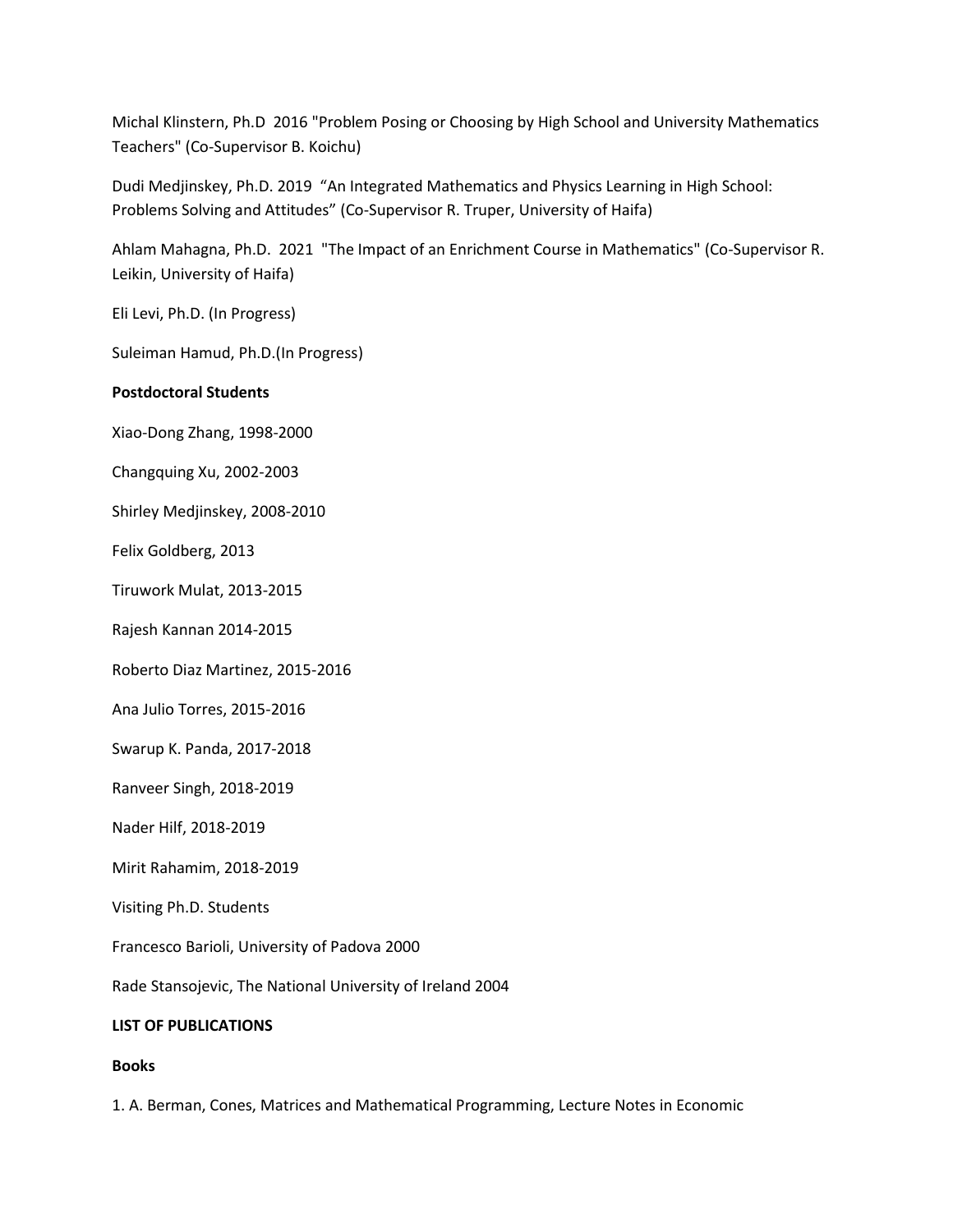Michal Klinstern, Ph.D 2016 "Problem Posing or Choosing by High School and University Mathematics Teachers" (Co-Supervisor B. Koichu)

Dudi Medjinskey, Ph.D. 2019 "An Integrated Mathematics and Physics Learning in High School: Problems Solving and Attitudes" (Co-Supervisor R. Truper, University of Haifa)

Ahlam Mahagna, Ph.D. 2021 "The Impact of an Enrichment Course in Mathematics" (Co-Supervisor R. Leikin, University of Haifa)

Eli Levi, Ph.D. (In Progress)

Suleiman Hamud, Ph.D.(In Progress)

**Postdoctoral Students**

Xiao-Dong Zhang, 1998-2000

Changquing Xu, 2002-2003

Shirley Medjinskey, 2008-2010

Felix Goldberg, 2013

Tiruwork Mulat, 2013-2015

Rajesh Kannan 2014-2015

Roberto Diaz Martinez, 2015-2016

Ana Julio Torres, 2015-2016

Swarup K. Panda, 2017-2018

Ranveer Singh, 2018-2019

Nader Hilf, 2018-2019

Mirit Rahamim, 2018-2019

Visiting Ph.D. Students

Francesco Barioli, University of Padova 2000

Rade Stansojevic, The National University of Ireland 2004

**LIST OF PUBLICATIONS**

**Books**

1. A. Berman, Cones, Matrices and Mathematical Programming, Lecture Notes in Economic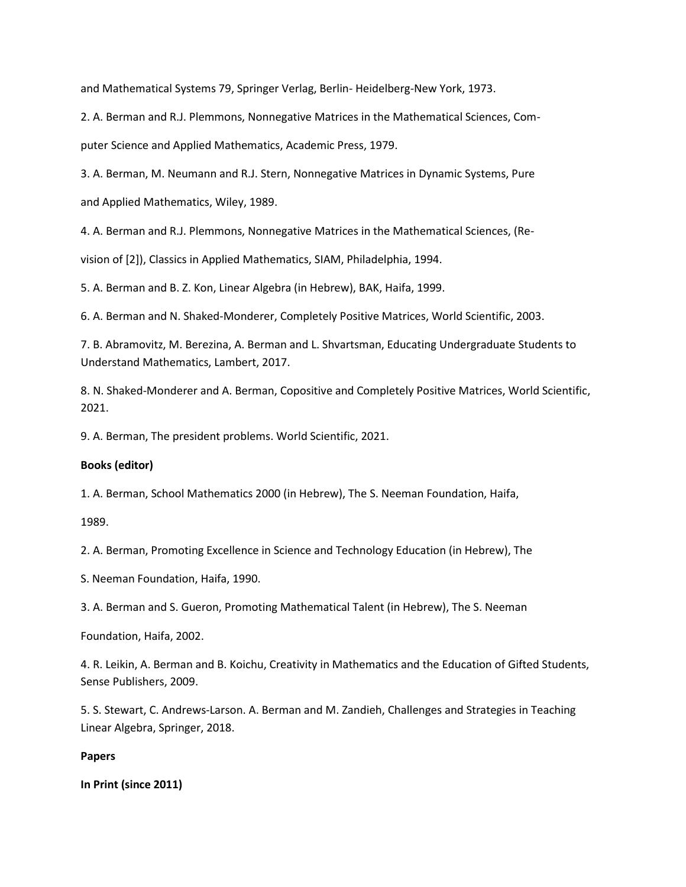and Mathematical Systems 79, Springer Verlag, Berlin- Heidelberg-New York, 1973.

2. A. Berman and R.J. Plemmons, Nonnegative Matrices in the Mathematical Sciences, Computer Science and Applied Mathematics, Academic Press, 1979.

3. A. Berman, M. Neumann and R.J. Stern, Nonnegative Matrices in Dynamic Systems, Pure and Applied Mathematics, Wiley, 1989.

4. A. Berman and R.J. Plemmons, Nonnegative Matrices in the Mathematical Sciences, (Revision of [2]), Classics in Applied Mathematics, SIAM, Philadelphia, 1994.

5. A. Berman and B. Z. Kon, Linear Algebra (in Hebrew), BAK, Haifa, 1999.

6. A. Berman and N. Shaked-Monderer, Completely Positive Matrices, World Scientific, 2003.

7. B. Abramovitz, M. Berezina, A. Berman and L. Shvartsman, Educating Undergraduate Students to Understand Mathematics, Lambert, 2017.

8. N. Shaked-Monderer and A. Berman, Copositive and Completely Positive Matrices, World Scientific, 2021.

9. A. Berman, The president problems. World Scientific, 2021.

**Books (editor)**

1. A. Berman, School Mathematics 2000 (in Hebrew), The S. Neeman Foundation, Haifa, 1989.

2. A. Berman, Promoting Excellence in Science and Technology Education (in Hebrew), The S. Neeman Foundation, Haifa, 1990.

3. A. Berman and S. Gueron, Promoting Mathematical Talent (in Hebrew), The S. Neeman Foundation, Haifa, 2002.

4. R. Leikin, A. Berman and B. Koichu, Creativity in Mathematics and the Education of Gifted Students, Sense Publishers, 2009.

5. S. Stewart, C. Andrews-Larson. A. Berman and M. Zandieh, Challenges and Strategies in Teaching Linear Algebra, Springer, 2018.

**Papers**

**In Print (since 2011)**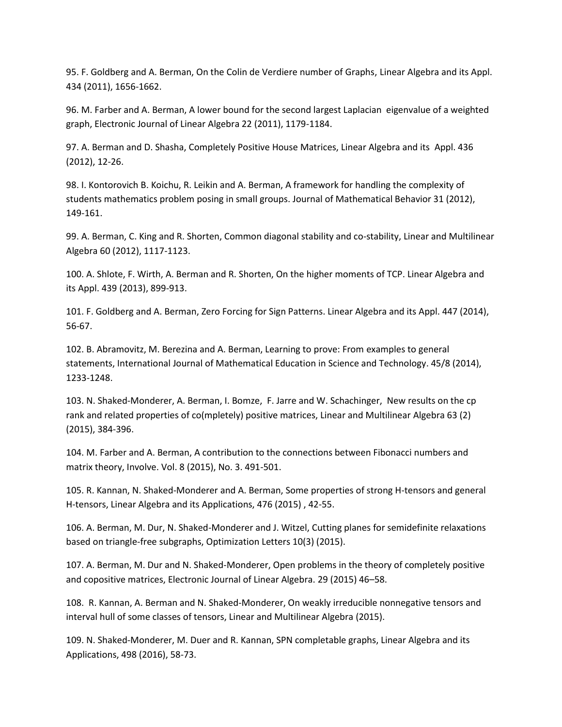95. F. Goldberg and A. Berman, On the Colin de Verdiere number of Graphs, Linear Algebra and its Appl. 434 (2011), 1656-1662.

96. M. Farber and A. Berman, A lower bound for the second largest Laplacian eigenvalue of a weighted graph, Electronic Journal of Linear Algebra 22 (2011), 1179-1184.

97. A. Berman and D. Shasha, Completely Positive House Matrices, Linear Algebra and its Appl. 436 (2012), 12-26.

98. I. Kontorovich B. Koichu, R. Leikin and A. Berman, A framework for handling the complexity of students mathematics problem posing in small groups. Journal of Mathematical Behavior 31 (2012), 149-161.

99. A. Berman, C. King and R. Shorten, Common diagonal stability and co-stability, Linear and Multilinear Algebra 60 (2012), 1117-1123.

100. A. Shlote, F. Wirth, A. Berman and R. Shorten, On the higher moments of TCP. Linear Algebra and its Appl. 439 (2013), 899-913.

101. F. Goldberg and A. Berman, Zero Forcing for Sign Patterns. Linear Algebra and its Appl. 447 (2014), 56-67.

102. B. Abramovitz, M. Berezina and A. Berman, Learning to prove: From examples to general statements, International Journal of Mathematical Education in Science and Technology. 45/8 (2014), 1233-1248.

103. N. Shaked-Monderer, A. Berman, I. Bomze, F. Jarre and W. Schachinger, New results on the cp rank and related properties of co(mpletely) positive matrices, Linear and Multilinear Algebra 63 (2) (2015), 384-396.

104. M. Farber and A. Berman, A contribution to the connections between Fibonacci numbers and matrix theory, Involve. Vol. 8 (2015), No. 3. 491-501.

105. R. Kannan, N. Shaked-Monderer and A. Berman, Some properties of strong H-tensors and general H-tensors, Linear Algebra and its Applications, 476 (2015) , 42-55.

106. A. Berman, M. Dur, N. Shaked-Monderer and J. Witzel, Cutting planes for semidefinite relaxations based on triangle-free subgraphs, Optimization Letters 10(3) (2015).

107. A. Berman, M. Dur and N. Shaked-Monderer, Open problems in the theory of completely positive and copositive matrices, Electronic Journal of Linear Algebra. 29 (2015) 46–58.

108. R. Kannan, A. Berman and N. Shaked-Monderer, On weakly irreducible nonnegative tensors and interval hull of some classes of tensors, Linear and Multilinear Algebra (2015).

109. N. Shaked-Monderer, M. Duer and R. Kannan, SPN completable graphs, Linear Algebra and its Applications, 498 (2016), 58-73.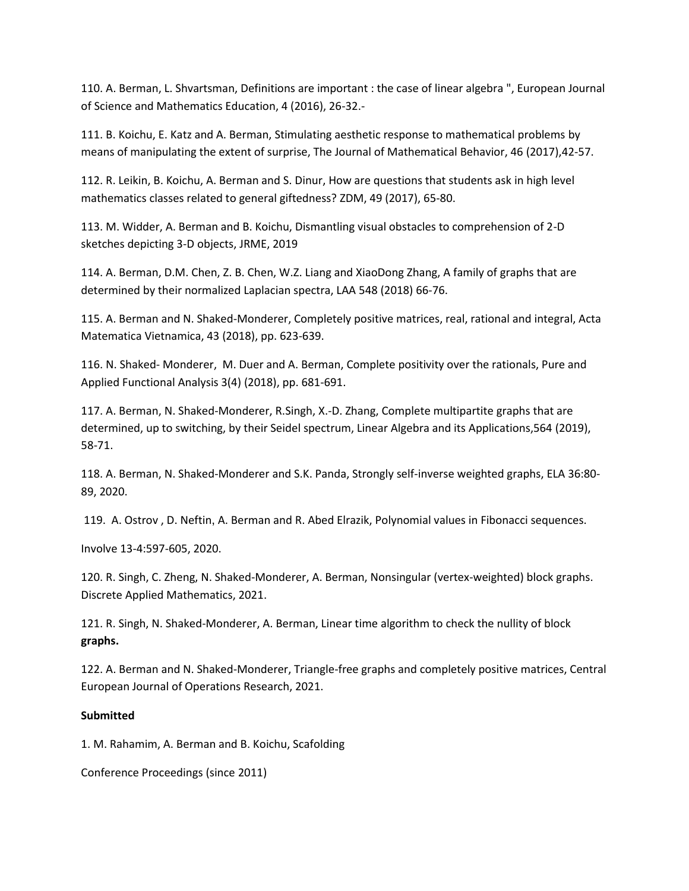110. A. Berman, L. Shvartsman, Definitions are important : the case of linear algebra ", European Journal of Science and Mathematics Education, 4 (2016), 26-32.-

111. B. Koichu, E. Katz and A. Berman, Stimulating aesthetic response to mathematical problems by means of manipulating the extent of surprise, The Journal of Mathematical Behavior, 46 (2017),42-57.

112. R. Leikin, B. Koichu, A. Berman and S. Dinur, How are questions that students ask in high level mathematics classes related to general giftedness? ZDM, 49 (2017), 65-80.

113. M. Widder, A. Berman and B. Koichu, Dismantling visual obstacles to comprehension of 2-D sketches depicting 3-D objects, JRME, 2019

114. A. Berman, D.M. Chen, Z. B. Chen, W.Z. Liang and XiaoDong Zhang, A family of graphs that are determined by their normalized Laplacian spectra, LAA 548 (2018) 66-76.

115. A. Berman and N. Shaked-Monderer, Completely positive matrices, real, rational and integral, Acta Matematica Vietnamica, 43 (2018), pp. 623-639.

116. N. Shaked- Monderer, M. Duer and A. Berman, Complete positivity over the rationals, Pure and Applied Functional Analysis 3(4) (2018), pp. 681-691.

117. A. Berman, N. Shaked-Monderer, R.Singh, X.-D. Zhang, Complete multipartite graphs that are determined, up to switching, by their Seidel spectrum, Linear Algebra and its Applications,564 (2019), 58-71.

118. A. Berman, N. Shaked-Monderer and S.K. Panda, Strongly self-inverse weighted graphs, ELA 36:80-89, 2020.

119. A. Ostrov , D. Neftin, A. Berman and R. Abed Elrazik, Polynomial values in Fibonacci sequences.

Involve 13-4:597-605, 2020.

120. R. Singh, C. Zheng, N. Shaked-Monderer, A. Berman, Nonsingular (vertex-weighted) block graphs. Discrete Applied Mathematics, 2021.

121. R. Singh, N. Shaked-Monderer, A. Berman, Linear time algorithm to check the nullity of block **graphs.**

122. A. Berman and N. Shaked-Monderer, Triangle-free graphs and completely positive matrices, Central European Journal of Operations Research, 2021.

**Submitted**

1. M. Rahamim, A. Berman and B. Koichu, Scafolding

Conference Proceedings (since 2011)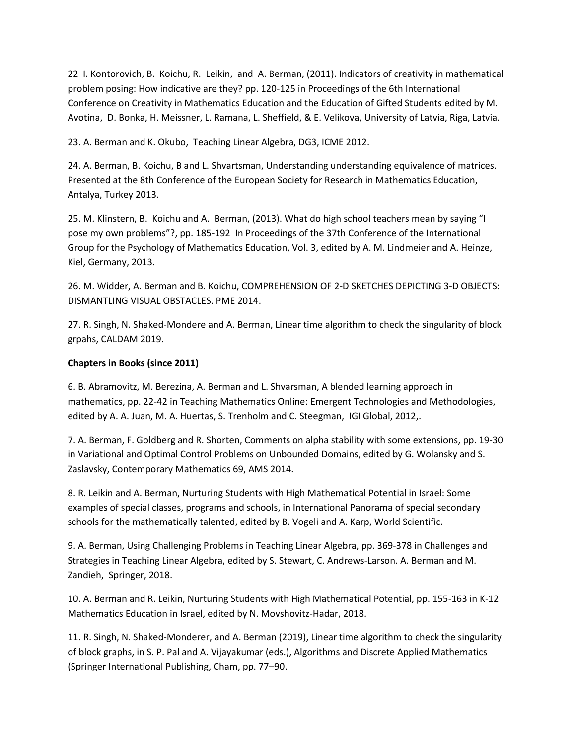22 I. Kontorovich, B. Koichu, R. Leikin, and A. Berman, (2011). Indicators of creativity in mathematical problem posing: How indicative are they? pp. 120-125 in Proceedings of the 6th International Conference on Creativity in Mathematics Education and the Education of Gifted Students edited by M. Avotina, D. Bonka, H. Meissner, L. Ramana, L. Sheffield, & E. Velikova, University of Latvia, Riga, Latvia.

23. A. Berman and K. Okubo, Teaching Linear Algebra, DG3, ICME 2012.

24. A. Berman, B. Koichu, B and L. Shvartsman, Understanding understanding equivalence of matrices. Presented at the 8th Conference of the European Society for Research in Mathematics Education, Antalya, Turkey 2013.

25. M. Klinstern, B. Koichu and A. Berman, (2013). What do high school teachers mean by saying "I pose my own problems"?, pp. 185-192 In Proceedings of the 37th Conference of the International Group for the Psychology of Mathematics Education, Vol. 3, edited by A. M. Lindmeier and A. Heinze, Kiel, Germany, 2013.

26. M. Widder, A. Berman and B. Koichu, COMPREHENSION OF 2-D SKETCHES DEPICTING 3-D OBJECTS: DISMANTLING VISUAL OBSTACLES. PME 2014.

27. R. Singh, N. Shaked-Mondere and A. Berman, Linear time algorithm to check the singularity of block grpahs, CALDAM 2019.

**Chapters in Books (since 2011)**

6. B. Abramovitz, M. Berezina, A. Berman and L. Shvarsman, A blended learning approach in mathematics, pp. 22-42 in Teaching Mathematics Online: Emergent Technologies and Methodologies, edited by A. A. Juan, M. A. Huertas, S. Trenholm and C. Steegman, IGI Global, 2012,.

7. A. Berman, F. Goldberg and R. Shorten, Comments on alpha stability with some extensions, pp. 19-30 in Variational and Optimal Control Problems on Unbounded Domains, edited by G. Wolansky and S. Zaslavsky, Contemporary Mathematics 69, AMS 2014.

8. R. Leikin and A. Berman, Nurturing Students with High Mathematical Potential in Israel: Some examples of special classes, programs and schools, in International Panorama of special secondary schools for the mathematically talented, edited by B. Vogeli and A. Karp, World Scientific.

9. A. Berman, Using Challenging Problems in Teaching Linear Algebra, pp. 369-378 in Challenges and Strategies in Teaching Linear Algebra, edited by S. Stewart, C. Andrews-Larson. A. Berman and M. Zandieh, Springer, 2018.

10. A. Berman and R. Leikin, Nurturing Students with High Mathematical Potential, pp. 155-163 in K-12 Mathematics Education in Israel, edited by N. Movshovitz-Hadar, 2018.

11. R. Singh, N. Shaked-Monderer, and A. Berman (2019), Linear time algorithm to check the singularity of block graphs, in S. P. Pal and A. Vijayakumar (eds.), Algorithms and Discrete Applied Mathematics (Springer International Publishing, Cham, pp. 77–90.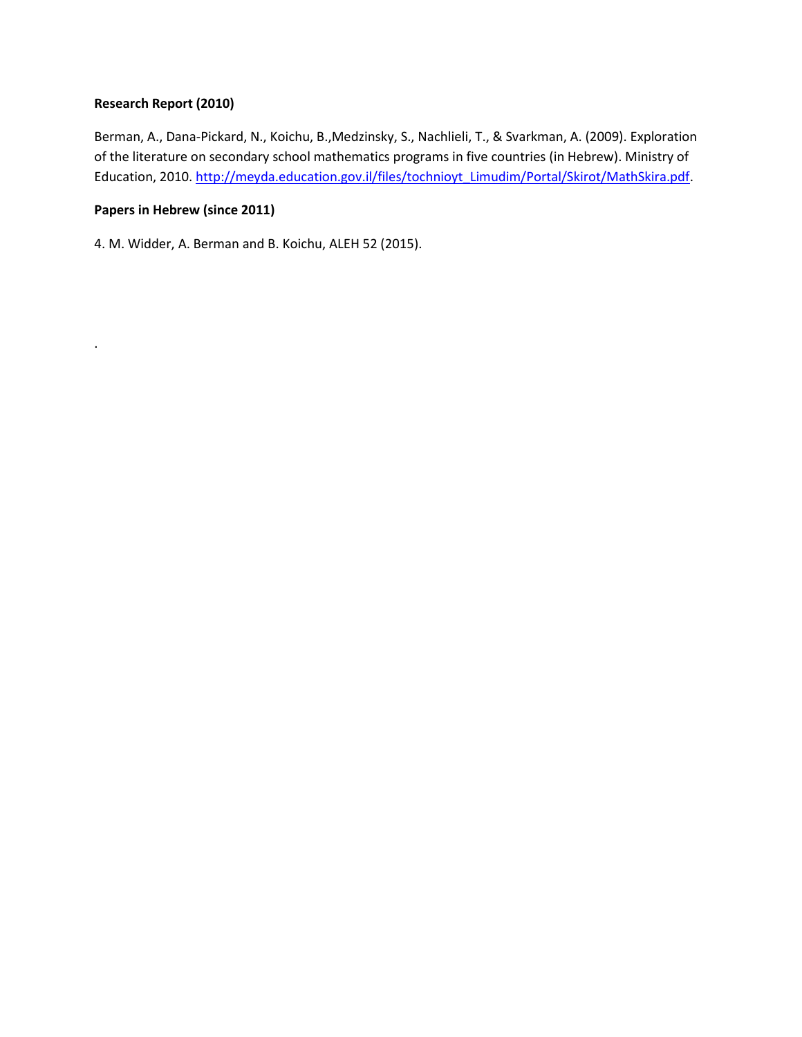**Research Report (2010)**

Berman, A., Dana-Pickard, N., Koichu, B.,Medzinsky, S., Nachlieli, T., & Svarkman, A. (2009). Exploration of the literature on secondary school mathematics programs in five countries (in Hebrew). Ministry of Education, 2010. http://meyda.education.gov.il/files/tochnioyt_Limudim/Portal/Skirot/MathSkira.pdf.

**Papers in Hebrew (since 2011)**

4. M. Widder, A. Berman and B. Koichu, ALEH 52 (2015).

.